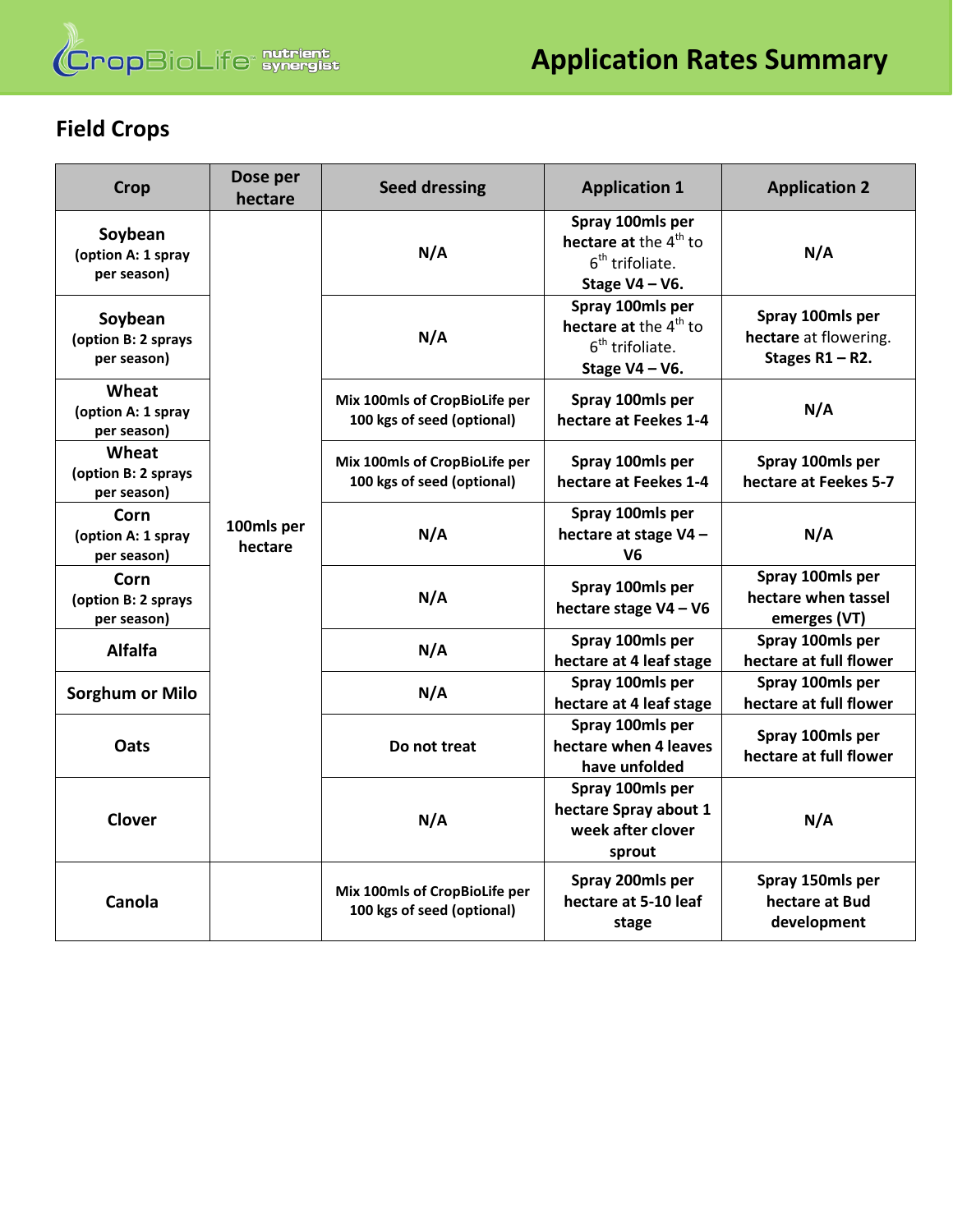# Application Rates Summary

## Field Crops

| Crop | Dose per hectare | Seed dressing | Application 1 | Application 2 |
|---|---|---|---|---|
| **Soybean** (option A: 1 spray per season) | 100mls per hectare | N/A | **Spray 100mls per hectare at** the 4th to 6th trifoliate. **Stage V4 – V6.** | N/A |
| **Soybean** (option B: 2 sprays per season) | | N/A | **Spray 100mls per hectare at** the 4th to 6th trifoliate. **Stage V4 – V6.** | **Spray 100mls per hectare** at flowering. **Stages R1 – R2.** |
| **Wheat** (option A: 1 spray per season) | | Mix 100mls of CropBioLife per 100 kgs of seed (optional) | Spray 100mls per hectare at Feekes 1-4 | N/A |
| **Wheat** (option B: 2 sprays per season) | | Mix 100mls of CropBioLife per 100 kgs of seed (optional) | Spray 100mls per hectare at Feekes 1-4 | Spray 100mls per hectare at Feekes 5-7 |
| **Corn** (option A: 1 spray per season) | | N/A | Spray 100mls per hectare at stage V4 – V6 | N/A |
| **Corn** (option B: 2 sprays per season) | | N/A | Spray 100mls per hectare stage V4 – V6 | Spray 100mls per hectare when tassel emerges (VT) |
| **Alfalfa** | | N/A | Spray 100mls per hectare at 4 leaf stage | Spray 100mls per hectare at full flower |
| **Sorghum or Milo** | | N/A | Spray 100mls per hectare at 4 leaf stage | Spray 100mls per hectare at full flower |
| **Oats** | | Do not treat | Spray 100mls per hectare when 4 leaves have unfolded | Spray 100mls per hectare at full flower |
| **Clover** | | N/A | Spray 100mls per hectare Spray about 1 week after clover sprout | N/A |
| **Canola** | | Mix 100mls of CropBioLife per 100 kgs of seed (optional) | Spray 200mls per hectare at 5-10 leaf stage | Spray 150mls per hectare at Bud development |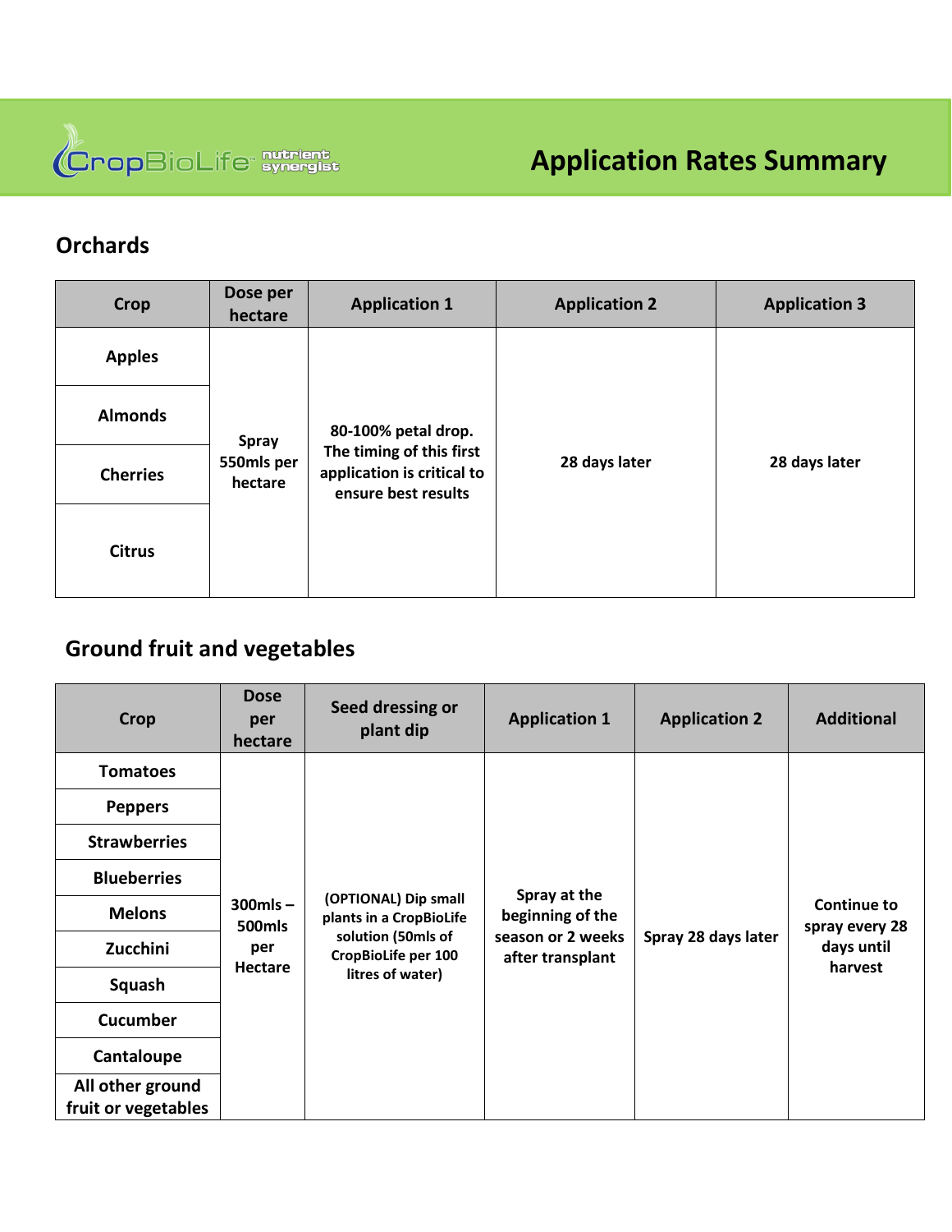# Application Rates Summary

## Orchards

| Crop | Dose per hectare | Application 1 | Application 2 | Application 3 |
|---|---|---|---|---|
| Apples | Spray 550mls per hectare | 80-100% petal drop. The timing of this first application is critical to ensure best results | 28 days later | 28 days later |
| Almonds | | | | |
| Cherries | | | | |
| Citrus | | | | |

## Ground fruit and vegetables

| Crop | Dose per hectare | Seed dressing or plant dip | Application 1 | Application 2 | Additional |
|---|---|---|---|---|---|
| Tomatoes | 300mls – 500mls per Hectare | (OPTIONAL) Dip small plants in a CropBioLife solution (50mls of CropBioLife per 100 litres of water) | Spray at the beginning of the season or 2 weeks after transplant | Spray 28 days later | Continue to spray every 28 days until harvest |
| Peppers | | | | | |
| Strawberries | | | | | |
| Blueberries | | | | | |
| Melons | | | | | |
| Zucchini | | | | | |
| Squash | | | | | |
| Cucumber | | | | | |
| Cantaloupe | | | | | |
| All other ground fruit or vegetables | | | | | |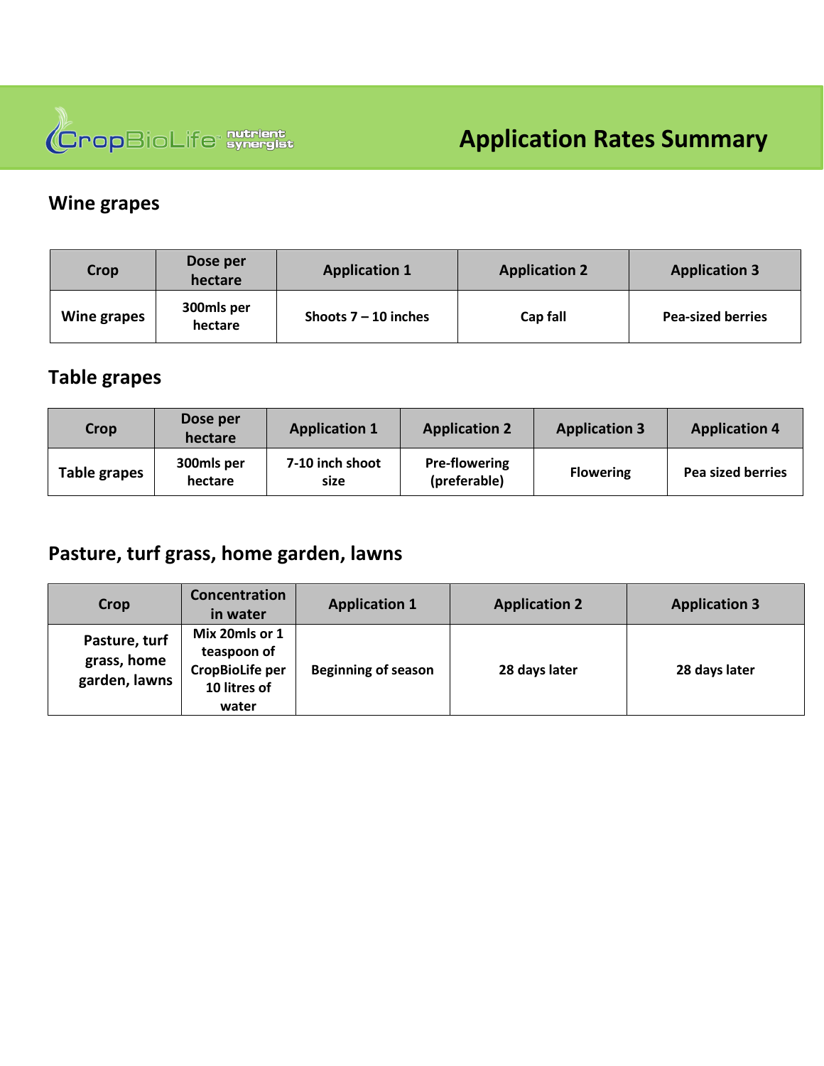CropBioLife nutrient synergist

# Application Rates Summary

## Wine grapes

| Crop | Dose per hectare | Application 1 | Application 2 | Application 3 |
|---|---|---|---|---|
| Wine grapes | 300mls per hectare | Shoots 7 – 10 inches | Cap fall | Pea-sized berries |

## Table grapes

| Crop | Dose per hectare | Application 1 | Application 2 | Application 3 | Application 4 |
|---|---|---|---|---|---|
| Table grapes | 300mls per hectare | 7-10 inch shoot size | Pre-flowering (preferable) | Flowering | Pea sized berries |

## Pasture, turf grass, home garden, lawns

| Crop | Concentration in water | Application 1 | Application 2 | Application 3 |
|---|---|---|---|---|
| Pasture, turf grass, home garden, lawns | Mix 20mls or 1 teaspoon of CropBioLife per 10 litres of water | Beginning of season | 28 days later | 28 days later |